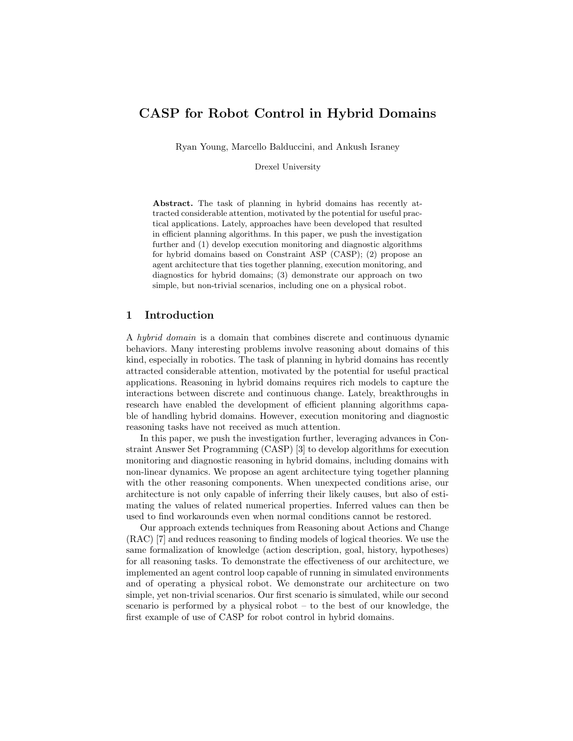# CASP for Robot Control in Hybrid Domains

Ryan Young, Marcello Balduccini, and Ankush Israney

Drexel University

**Abstract.** The task of planning in hybrid domains has recently attracted considerable attention, motivated by the potential for useful practical applications. Lately, approaches have been developed that resulted in efficient planning algorithms. In this paper, we push the investigation further and (1) develop execution monitoring and diagnostic algorithms for hybrid domains based on Constraint ASP (CASP); (2) propose an agent architecture that ties together planning, execution monitoring, and diagnostics for hybrid domains; (3) demonstrate our approach on two simple, but non-trivial scenarios, including one on a physical robot.

## 1 Introduction

A *hybrid domain* is a domain that combines discrete and continuous dynamic behaviors. Many interesting problems involve reasoning about domains of this kind, especially in robotics. The task of planning in hybrid domains has recently attracted considerable attention, motivated by the potential for useful practical applications. Reasoning in hybrid domains requires rich models to capture the interactions between discrete and continuous change. Lately, breakthroughs in research have enabled the development of efficient planning algorithms capable of handling hybrid domains. However, execution monitoring and diagnostic reasoning tasks have not received as much attention.

In this paper, we push the investigation further, leveraging advances in Constraint Answer Set Programming (CASP) [3] to develop algorithms for execution monitoring and diagnostic reasoning in hybrid domains, including domains with non-linear dynamics. We propose an agent architecture tying together planning with the other reasoning components. When unexpected conditions arise, our architecture is not only capable of inferring their likely causes, but also of estimating the values of related numerical properties. Inferred values can then be used to find workarounds even when normal conditions cannot be restored.

Our approach extends techniques from Reasoning about Actions and Change (RAC) [7] and reduces reasoning to finding models of logical theories. We use the same formalization of knowledge (action description, goal, history, hypotheses) for all reasoning tasks. To demonstrate the effectiveness of our architecture, we implemented an agent control loop capable of running in simulated environments and of operating a physical robot. We demonstrate our architecture on two simple, yet non-trivial scenarios. Our first scenario is simulated, while our second scenario is performed by a physical robot – to the best of our knowledge, the first example of use of CASP for robot control in hybrid domains.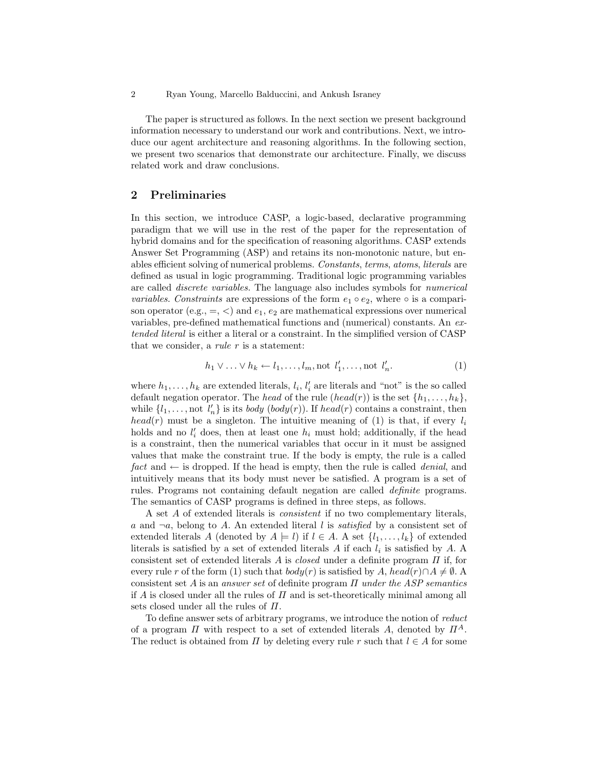The paper is structured as follows. In the next section we present background information necessary to understand our work and contributions. Next, we introduce our agent architecture and reasoning algorithms. In the following section, we present two scenarios that demonstrate our architecture. Finally, we discuss related work and draw conclusions.

## 2 Preliminaries

In this section, we introduce CASP, a logic-based, declarative programming paradigm that we will use in the rest of the paper for the representation of hybrid domains and for the specification of reasoning algorithms. CASP extends Answer Set Programming (ASP) and retains its non-monotonic nature, but enables efficient solving of numerical problems. *Constants*, *terms*, *atoms*, *literals* are defined as usual in logic programming. Traditional logic programming variables are called *discrete variables*. The language also includes symbols for *numerical variables*. *Constraints* are expressions of the form $e_1 \circ e_2$, where $\circ$ is a comparison operator (e.g., $=$, $<$) and $e_1$, $e_2$ are mathematical expressions over numerical variables, pre-defined mathematical functions and (numerical) constants. An *extended literal* is either a literal or a constraint. In the simplified version of CASP that we consider, a *rule* $r$ is a statement:

$$h_1 \vee \ldots \vee h_k \leftarrow l_1, \ldots, l_m, \text{not } l'_1, \ldots, \text{not } l'_n. \tag{1}$$

where $h_1, \ldots, h_k$ are extended literals, $l_i$, $l'_i$ are literals and "not" is the so called default negation operator. The *head* of the rule ($head(r)$) is the set $\{h_1, \ldots, h_k\}$, while $\{l_1, \ldots, \text{not } l'_n\}$ is its *body* ($body(r)$). If $head(r)$ contains a constraint, then $head(r)$ must be a singleton. The intuitive meaning of (1) is that, if every $l_i$ holds and no $l'_i$ does, then at least one $h_i$ must hold; additionally, if the head is a constraint, then the numerical variables that occur in it must be assigned values that make the constraint true. If the body is empty, the rule is a called *fact* and $\leftarrow$ is dropped. If the head is empty, then the rule is called *denial*, and intuitively means that its body must never be satisfied. A program is a set of rules. Programs not containing default negation are called *definite* programs. The semantics of CASP programs is defined in three steps, as follows.

A set $A$ of extended literals is *consistent* if no two complementary literals, $a$ and $\neg a$, belong to $A$. An extended literal $l$ is *satisfied* by a consistent set of extended literals $A$ (denoted by $A \models l$) if $l \in A$. A set $\{l_1, \ldots, l_k\}$ of extended literals is satisfied by a set of extended literals $A$ if each $l_i$ is satisfied by $A$. A consistent set of extended literals $A$ is *closed* under a definite program $\Pi$ if, for every rule $r$ of the form (1) such that $body(r)$ is satisfied by $A$, $head(r) \cap A \neq \emptyset$. A consistent set $A$ is an *answer set* of definite program $\Pi$ *under the ASP semantics* if $A$ is closed under all the rules of $\Pi$ and is set-theoretically minimal among all sets closed under all the rules of $\Pi$.

To define answer sets of arbitrary programs, we introduce the notion of *reduct* of a program $\Pi$ with respect to a set of extended literals $A$, denoted by $\Pi^A$. The reduct is obtained from $\Pi$ by deleting every rule $r$ such that $l \in A$ for some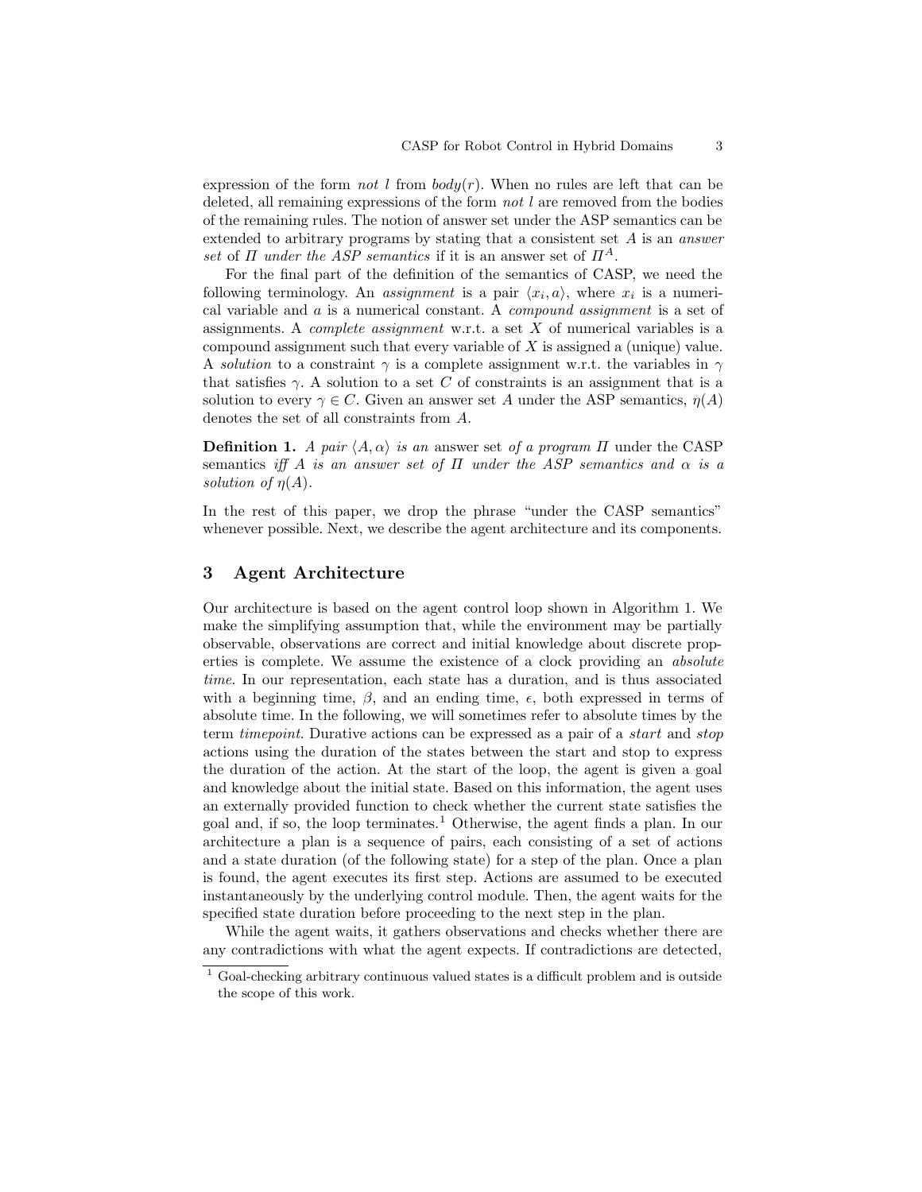expression of the form *not l* from $body(r)$. When no rules are left that can be deleted, all remaining expressions of the form *not l* are removed from the bodies of the remaining rules. The notion of answer set under the ASP semantics can be extended to arbitrary programs by stating that a consistent set $A$ is an *answer set* of $\Pi$ *under the ASP semantics* if it is an answer set of $\Pi^A$.

For the final part of the definition of the semantics of CASP, we need the following terminology. An *assignment* is a pair $\langle x_i, a \rangle$, where $x_i$ is a numerical variable and $a$ is a numerical constant. A *compound assignment* is a set of assignments. A *complete assignment* w.r.t. a set $X$ of numerical variables is a compound assignment such that every variable of $X$ is assigned a (unique) value. A *solution* to a constraint $\gamma$ is a complete assignment w.r.t. the variables in $\gamma$ that satisfies $\gamma$. A solution to a set $C$ of constraints is an assignment that is a solution to every $\gamma \in C$. Given an answer set $A$ under the ASP semantics, $\eta(A)$ denotes the set of all constraints from $A$.

**Definition 1.** *A pair $\langle A, \alpha \rangle$ is an* answer set *of a program $\Pi$ under the* CASP semantics *iff $A$ is an answer set of $\Pi$ under the ASP semantics and $\alpha$ is a solution of $\eta(A)$.*

In the rest of this paper, we drop the phrase "under the CASP semantics" whenever possible. Next, we describe the agent architecture and its components.

## 3 Agent Architecture

Our architecture is based on the agent control loop shown in Algorithm 1. We make the simplifying assumption that, while the environment may be partially observable, observations are correct and initial knowledge about discrete properties is complete. We assume the existence of a clock providing an *absolute time*. In our representation, each state has a duration, and is thus associated with a beginning time, $\beta$, and an ending time, $\epsilon$, both expressed in terms of absolute time. In the following, we will sometimes refer to absolute times by the term *timepoint*. Durative actions can be expressed as a pair of a *start* and *stop* actions using the duration of the states between the start and stop to express the duration of the action. At the start of the loop, the agent is given a goal and knowledge about the initial state. Based on this information, the agent uses an externally provided function to check whether the current state satisfies the goal and, if so, the loop terminates.[1] Otherwise, the agent finds a plan. In our architecture a plan is a sequence of pairs, each consisting of a set of actions and a state duration (of the following state) for a step of the plan. Once a plan is found, the agent executes its first step. Actions are assumed to be executed instantaneously by the underlying control module. Then, the agent waits for the specified state duration before proceeding to the next step in the plan.

While the agent waits, it gathers observations and checks whether there are any contradictions with what the agent expects. If contradictions are detected,

[1] Goal-checking arbitrary continuous valued states is a difficult problem and is outside the scope of this work.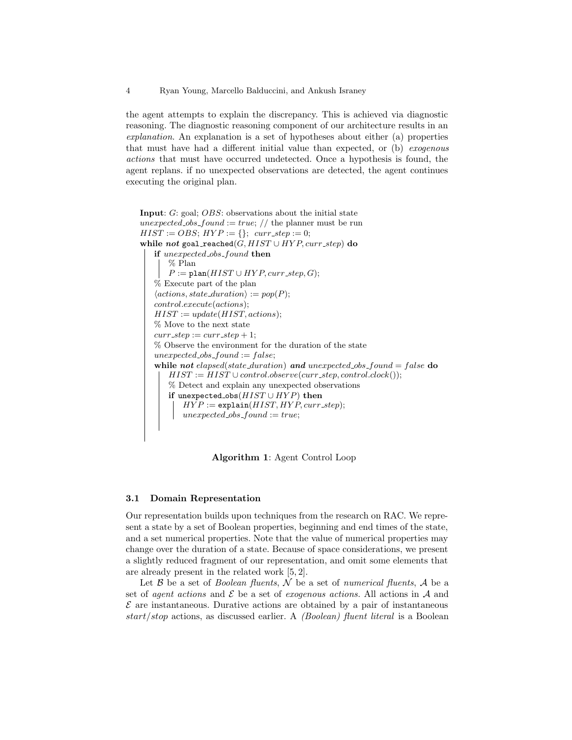the agent attempts to explain the discrepancy. This is achieved via diagnostic reasoning. The diagnostic reasoning component of our architecture results in an *explanation*. An explanation is a set of hypotheses about either (a) properties that must have had a different initial value than expected, or (b) *exogenous actions* that must have occurred undetected. Once a hypothesis is found, the agent replans. if no unexpected observations are detected, the agent continues executing the original plan.

```
Input: G: goal; OBS: observations about the initial state
unexpected_obs_found := true; // the planner must be run
HIST := OBS; HYP := {}; curr_step := 0;
while not goal_reached(G, HIST ∪ HYP, curr_step) do
    if unexpected_obs_found then
        % Plan
        P := plan(HIST ∪ HYP, curr_step, G);
    % Execute part of the plan
    ⟨actions, state_duration⟩ := pop(P);
    control.execute(actions);
    HIST := update(HIST, actions);
    % Move to the next state
    curr_step := curr_step + 1;
    % Observe the environment for the duration of the state
    unexpected_obs_found := false;
    while not elapsed(state_duration) and unexpected_obs_found = false do
        HIST := HIST ∪ control.observe(curr_step, control.clock());
        % Detect and explain any unexpected observations
        if unexpected_obs(HIST ∪ HYP) then
            HYP := explain(HIST, HYP, curr_step);
            unexpected_obs_found := true;
```

**Algorithm 1**: Agent Control Loop

### 3.1 Domain Representation

Our representation builds upon techniques from the research on RAC. We represent a state by a set of Boolean properties, beginning and end times of the state, and a set numerical properties. Note that the value of numerical properties may change over the duration of a state. Because of space considerations, we present a slightly reduced fragment of our representation, and omit some elements that are already present in the related work [5, 2].

Let $\mathcal{B}$ be a set of *Boolean fluents*, $\mathcal{N}$ be a set of *numerical fluents*, $\mathcal{A}$ be a set of *agent actions* and $\mathcal{E}$ be a set of *exogenous actions*. All actions in $\mathcal{A}$ and $\mathcal{E}$ are instantaneous. Durative actions are obtained by a pair of instantaneous *start/stop* actions, as discussed earlier. A *(Boolean) fluent literal* is a Boolean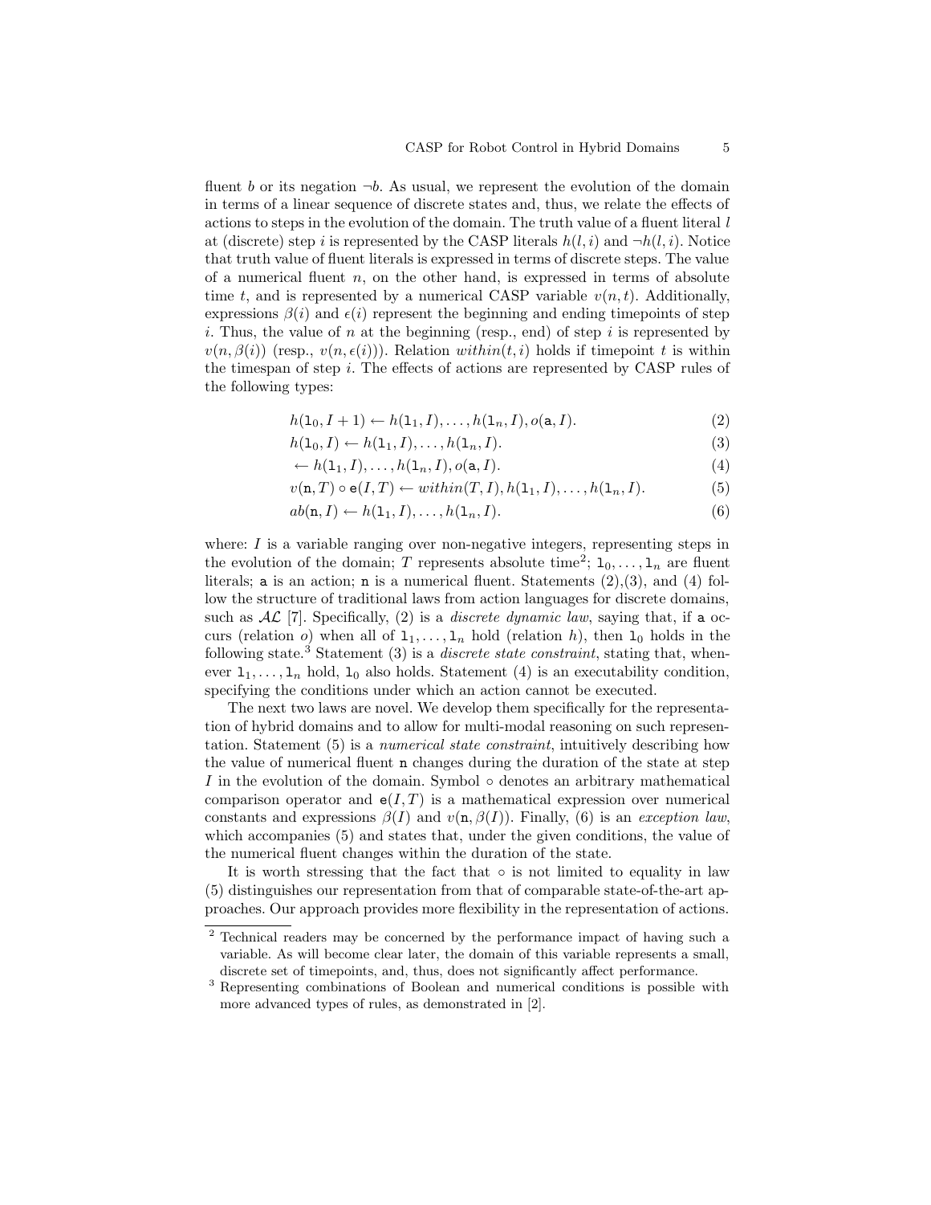fluent $b$ or its negation $\neg b$. As usual, we represent the evolution of the domain in terms of a linear sequence of discrete states and, thus, we relate the effects of actions to steps in the evolution of the domain. The truth value of a fluent literal $l$ at (discrete) step $i$ is represented by the CASP literals $h(l,i)$ and $\neg h(l,i)$. Notice that truth value of fluent literals is expressed in terms of discrete steps. The value of a numerical fluent $n$, on the other hand, is expressed in terms of absolute time $t$, and is represented by a numerical CASP variable $v(n,t)$. Additionally, expressions $\beta(i)$ and $\epsilon(i)$ represent the beginning and ending timepoints of step $i$. Thus, the value of $n$ at the beginning (resp., end) of step $i$ is represented by $v(n,\beta(i))$ (resp., $v(n,\epsilon(i))$). Relation $within(t,i)$ holds if timepoint $t$ is within the timespan of step $i$. The effects of actions are represented by CASP rules of the following types:

$$h(\mathtt{l}_0, I+1) \leftarrow h(\mathtt{l}_1, I), \ldots, h(\mathtt{l}_n, I), o(\mathtt{a}, I). \tag{2}$$

$$h(\mathtt{l}_0, I) \leftarrow h(\mathtt{l}_1, I), \ldots, h(\mathtt{l}_n, I). \tag{3}$$

$$\leftarrow h(\mathtt{l}_1, I), \ldots, h(\mathtt{l}_n, I), o(\mathtt{a}, I). \tag{4}$$

$$v(\mathtt{n}, T) \circ \mathtt{e}(I, T) \leftarrow within(T, I), h(\mathtt{l}_1, I), \ldots, h(\mathtt{l}_n, I). \tag{5}$$

$$ab(\mathtt{n}, I) \leftarrow h(\mathtt{l}_1, I), \ldots, h(\mathtt{l}_n, I). \tag{6}$$

where: $I$ is a variable ranging over non-negative integers, representing steps in the evolution of the domain; $T$ represents absolute time[2]; $\mathtt{l}_0, \ldots, \mathtt{l}_n$ are fluent literals; $\mathtt{a}$ is an action; $\mathtt{n}$ is a numerical fluent. Statements (2),(3), and (4) follow the structure of traditional laws from action languages for discrete domains, such as $\mathcal{AL}$ [7]. Specifically, (2) is a *discrete dynamic law*, saying that, if $\mathtt{a}$ occurs (relation $o$) when all of $\mathtt{l}_1, \ldots, \mathtt{l}_n$ hold (relation $h$), then $\mathtt{l}_0$ holds in the following state.[3] Statement (3) is a *discrete state constraint*, stating that, whenever $\mathtt{l}_1, \ldots, \mathtt{l}_n$ hold, $\mathtt{l}_0$ also holds. Statement (4) is an executability condition, specifying the conditions under which an action cannot be executed.

The next two laws are novel. We develop them specifically for the representation of hybrid domains and to allow for multi-modal reasoning on such representation. Statement (5) is a *numerical state constraint*, intuitively describing how the value of numerical fluent $\mathtt{n}$ changes during the duration of the state at step $I$ in the evolution of the domain. Symbol $\circ$ denotes an arbitrary mathematical comparison operator and $\mathtt{e}(I,T)$ is a mathematical expression over numerical constants and expressions $\beta(I)$ and $v(\mathtt{n},\beta(I))$. Finally, (6) is an *exception law*, which accompanies (5) and states that, under the given conditions, the value of the numerical fluent changes within the duration of the state.

It is worth stressing that the fact that $\circ$ is not limited to equality in law (5) distinguishes our representation from that of comparable state-of-the-art approaches. Our approach provides more flexibility in the representation of actions.

---

[2] Technical readers may be concerned by the performance impact of having such a variable. As will become clear later, the domain of this variable represents a small, discrete set of timepoints, and, thus, does not significantly affect performance.

[3] Representing combinations of Boolean and numerical conditions is possible with more advanced types of rules, as demonstrated in [2].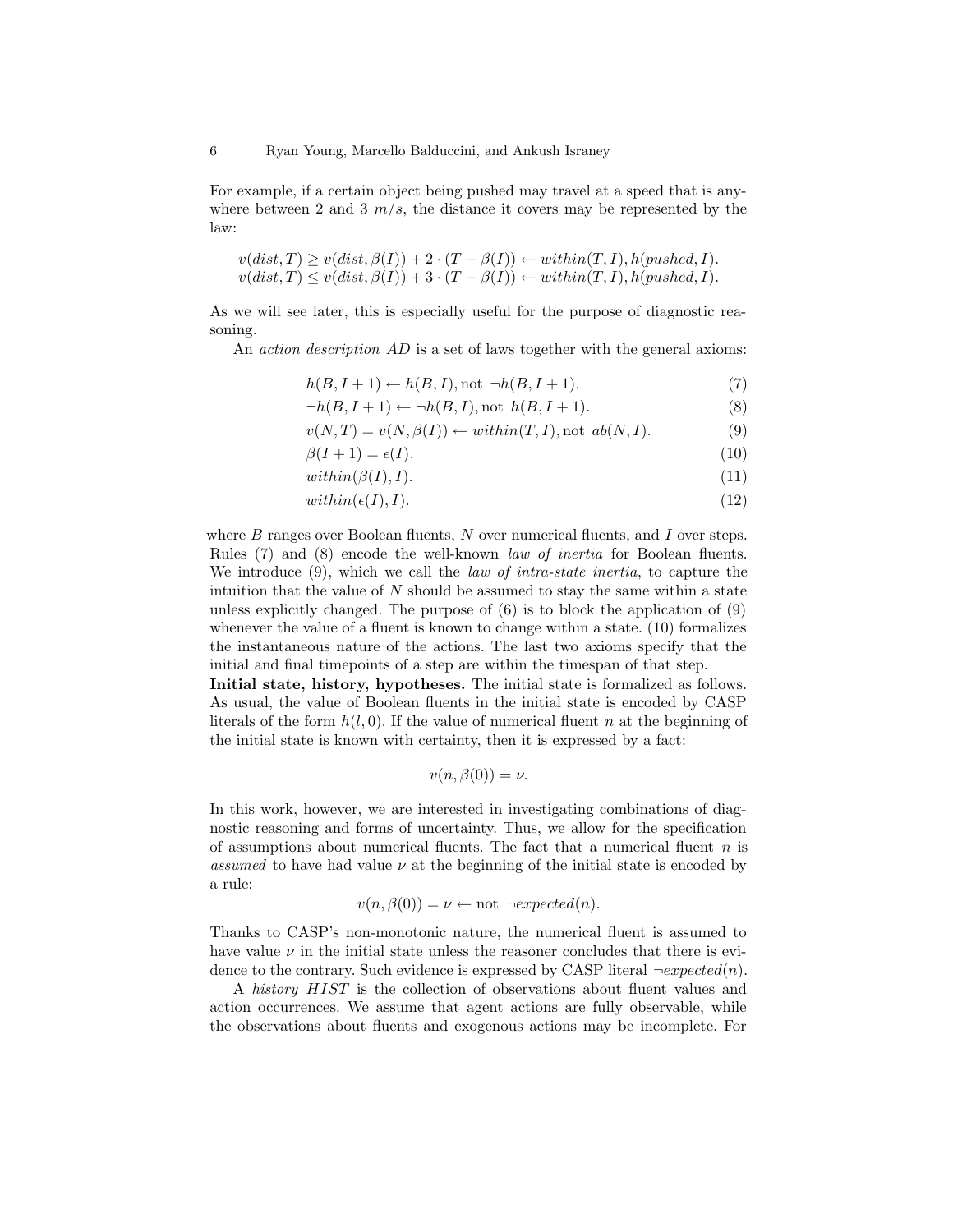For example, if a certain object being pushed may travel at a speed that is anywhere between 2 and 3 $m/s$, the distance it covers may be represented by the law:

$$v(dist, T) \geq v(dist, \beta(I)) + 2 \cdot (T - \beta(I)) \leftarrow within(T, I), h(pushed, I).$$
$$v(dist, T) \leq v(dist, \beta(I)) + 3 \cdot (T - \beta(I)) \leftarrow within(T, I), h(pushed, I).$$

As we will see later, this is especially useful for the purpose of diagnostic reasoning.

An *action description AD* is a set of laws together with the general axioms:

$$h(B, I+1) \leftarrow h(B, I), \text{not } \neg h(B, I+1). \tag{7}$$
$$\neg h(B, I+1) \leftarrow \neg h(B, I), \text{not } h(B, I+1). \tag{8}$$
$$v(N, T) = v(N, \beta(I)) \leftarrow within(T, I), \text{not } ab(N, I). \tag{9}$$
$$\beta(I+1) = \epsilon(I). \tag{10}$$
$$within(\beta(I), I). \tag{11}$$
$$within(\epsilon(I), I). \tag{12}$$

where $B$ ranges over Boolean fluents, $N$ over numerical fluents, and $I$ over steps. Rules (7) and (8) encode the well-known *law of inertia* for Boolean fluents. We introduce (9), which we call the *law of intra-state inertia*, to capture the intuition that the value of $N$ should be assumed to stay the same within a state unless explicitly changed. The purpose of (6) is to block the application of (9) whenever the value of a fluent is known to change within a state. (10) formalizes the instantaneous nature of the actions. The last two axioms specify that the initial and final timepoints of a step are within the timespan of that step.

**Initial state, history, hypotheses.** The initial state is formalized as follows. As usual, the value of Boolean fluents in the initial state is encoded by CASP literals of the form $h(l, 0)$. If the value of numerical fluent $n$ at the beginning of the initial state is known with certainty, then it is expressed by a fact:

$$v(n, \beta(0)) = \nu.$$

In this work, however, we are interested in investigating combinations of diagnostic reasoning and forms of uncertainty. Thus, we allow for the specification of assumptions about numerical fluents. The fact that a numerical fluent $n$ is *assumed* to have had value $\nu$ at the beginning of the initial state is encoded by a rule:

$$v(n, \beta(0)) = \nu \leftarrow \text{not } \neg expected(n).$$

Thanks to CASP's non-monotonic nature, the numerical fluent is assumed to have value $\nu$ in the initial state unless the reasoner concludes that there is evidence to the contrary. Such evidence is expressed by CASP literal $\neg expected(n)$.

A *history HIST* is the collection of observations about fluent values and action occurrences. We assume that agent actions are fully observable, while the observations about fluents and exogenous actions may be incomplete. For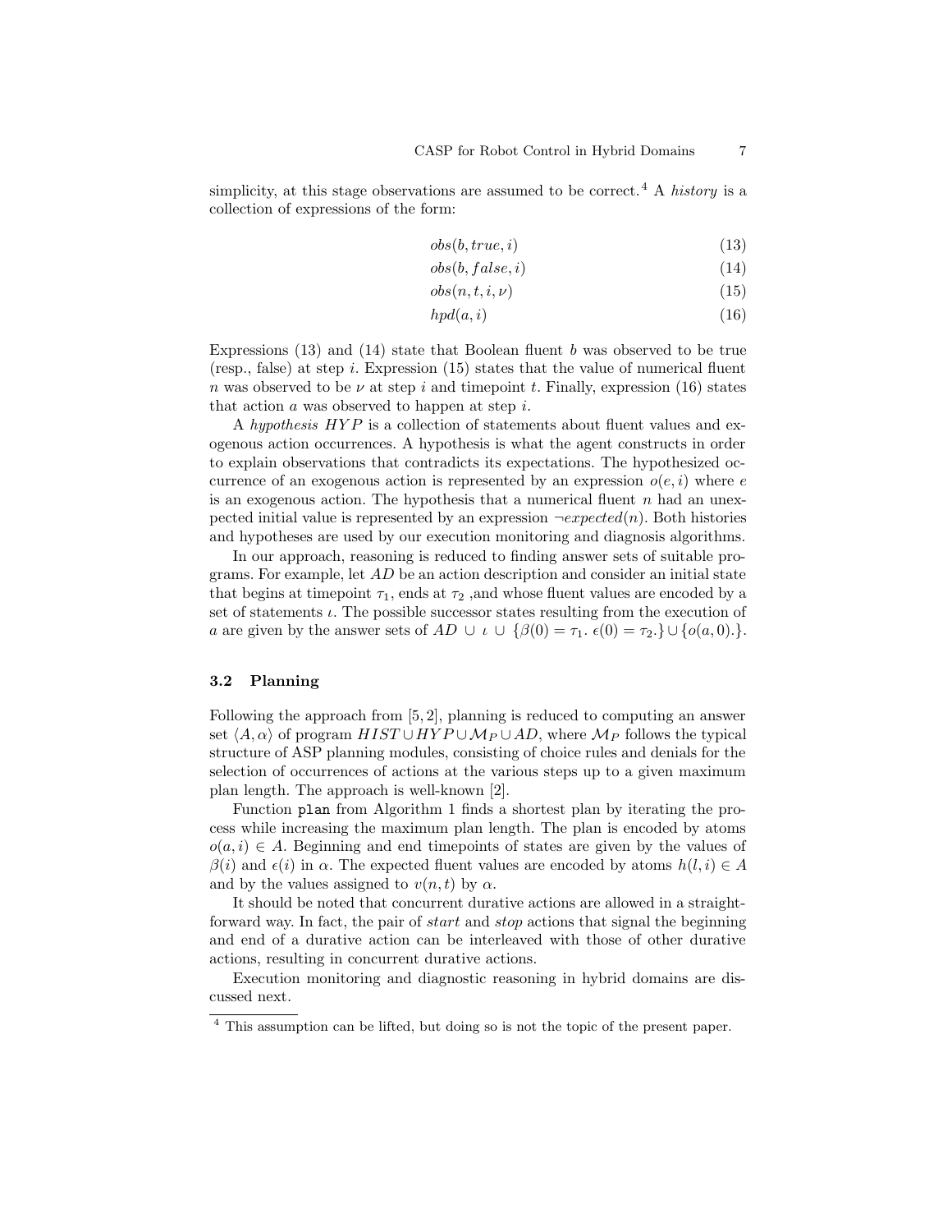simplicity, at this stage observations are assumed to be correct.[4] A *history* is a collection of expressions of the form:

$$obs(b, true, i) \tag{13}$$

$$obs(b, false, i) \tag{14}$$

$$obs(n, t, i, \nu) \tag{15}$$

$$hpd(a, i) \tag{16}$$

Expressions (13) and (14) state that Boolean fluent $b$ was observed to be true (resp., false) at step $i$. Expression (15) states that the value of numerical fluent $n$ was observed to be $\nu$ at step $i$ and timepoint $t$. Finally, expression (16) states that action $a$ was observed to happen at step $i$.

A *hypothesis* $HYP$ is a collection of statements about fluent values and exogenous action occurrences. A hypothesis is what the agent constructs in order to explain observations that contradicts its expectations. The hypothesized occurrence of an exogenous action is represented by an expression $o(e, i)$ where $e$ is an exogenous action. The hypothesis that a numerical fluent $n$ had an unexpected initial value is represented by an expression $\neg expected(n)$. Both histories and hypotheses are used by our execution monitoring and diagnosis algorithms.

In our approach, reasoning is reduced to finding answer sets of suitable programs. For example, let $AD$ be an action description and consider an initial state that begins at timepoint $\tau_1$, ends at $\tau_2$ ,and whose fluent values are encoded by a set of statements $\iota$. The possible successor states resulting from the execution of $a$ are given by the answer sets of $AD \cup \iota \cup \{\beta(0) = \tau_1.\ \epsilon(0) = \tau_2.\} \cup \{o(a, 0).\}$.

### 3.2 Planning

Following the approach from [5, 2], planning is reduced to computing an answer set $\langle A, \alpha \rangle$ of program $HIST \cup HYP \cup \mathcal{M}_P \cup AD$, where $\mathcal{M}_P$ follows the typical structure of ASP planning modules, consisting of choice rules and denials for the selection of occurrences of actions at the various steps up to a given maximum plan length. The approach is well-known [2].

Function `plan` from Algorithm 1 finds a shortest plan by iterating the process while increasing the maximum plan length. The plan is encoded by atoms $o(a, i) \in A$. Beginning and end timepoints of states are given by the values of $\beta(i)$ and $\epsilon(i)$ in $\alpha$. The expected fluent values are encoded by atoms $h(l, i) \in A$ and by the values assigned to $v(n, t)$ by $\alpha$.

It should be noted that concurrent durative actions are allowed in a straightforward way. In fact, the pair of *start* and *stop* actions that signal the beginning and end of a durative action can be interleaved with those of other durative actions, resulting in concurrent durative actions.

Execution monitoring and diagnostic reasoning in hybrid domains are discussed next.

---

[4] This assumption can be lifted, but doing so is not the topic of the present paper.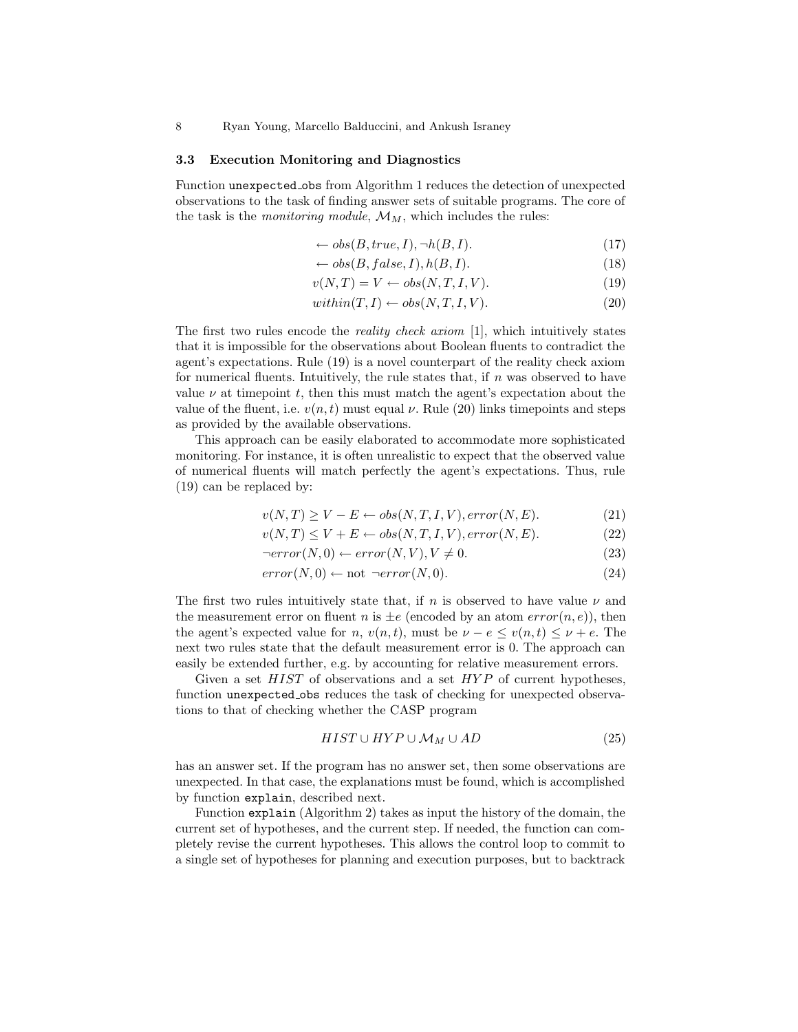### 3.3 Execution Monitoring and Diagnostics

Function `unexpected_obs` from Algorithm 1 reduces the detection of unexpected observations to the task of finding answer sets of suitable programs. The core of the task is the *monitoring module*, $\mathcal{M}_M$, which includes the rules:

$$\leftarrow obs(B, true, I), \neg h(B, I). \tag{17}$$

$$\leftarrow obs(B, false, I), h(B, I). \tag{18}$$

$$v(N, T) = V \leftarrow obs(N, T, I, V). \tag{19}$$

$$within(T, I) \leftarrow obs(N, T, I, V). \tag{20}$$

The first two rules encode the *reality check axiom* [1], which intuitively states that it is impossible for the observations about Boolean fluents to contradict the agent's expectations. Rule (19) is a novel counterpart of the reality check axiom for numerical fluents. Intuitively, the rule states that, if $n$ was observed to have value $\nu$ at timepoint $t$, then this must match the agent's expectation about the value of the fluent, i.e. $v(n, t)$ must equal $\nu$. Rule (20) links timepoints and steps as provided by the available observations.

This approach can be easily elaborated to accommodate more sophisticated monitoring. For instance, it is often unrealistic to expect that the observed value of numerical fluents will match perfectly the agent's expectations. Thus, rule (19) can be replaced by:

$$v(N, T) \geq V - E \leftarrow obs(N, T, I, V), error(N, E). \tag{21}$$

$$v(N, T) \leq V + E \leftarrow obs(N, T, I, V), error(N, E). \tag{22}$$

$$\neg error(N, 0) \leftarrow error(N, V), V \neq 0. \tag{23}$$

$$error(N, 0) \leftarrow \text{not } \neg error(N, 0). \tag{24}$$

The first two rules intuitively state that, if $n$ is observed to have value $\nu$ and the measurement error on fluent $n$ is $\pm e$ (encoded by an atom $error(n, e)$), then the agent's expected value for $n$, $v(n, t)$, must be $\nu - e \leq v(n, t) \leq \nu + e$. The next two rules state that the default measurement error is 0. The approach can easily be extended further, e.g. by accounting for relative measurement errors.

Given a set $HIST$ of observations and a set $HYP$ of current hypotheses, function `unexpected_obs` reduces the task of checking for unexpected observations to that of checking whether the CASP program

$$HIST \cup HYP \cup \mathcal{M}_M \cup AD \tag{25}$$

has an answer set. If the program has no answer set, then some observations are unexpected. In that case, the explanations must be found, which is accomplished by function `explain`, described next.

Function `explain` (Algorithm 2) takes as input the history of the domain, the current set of hypotheses, and the current step. If needed, the function can completely revise the current hypotheses. This allows the control loop to commit to a single set of hypotheses for planning and execution purposes, but to backtrack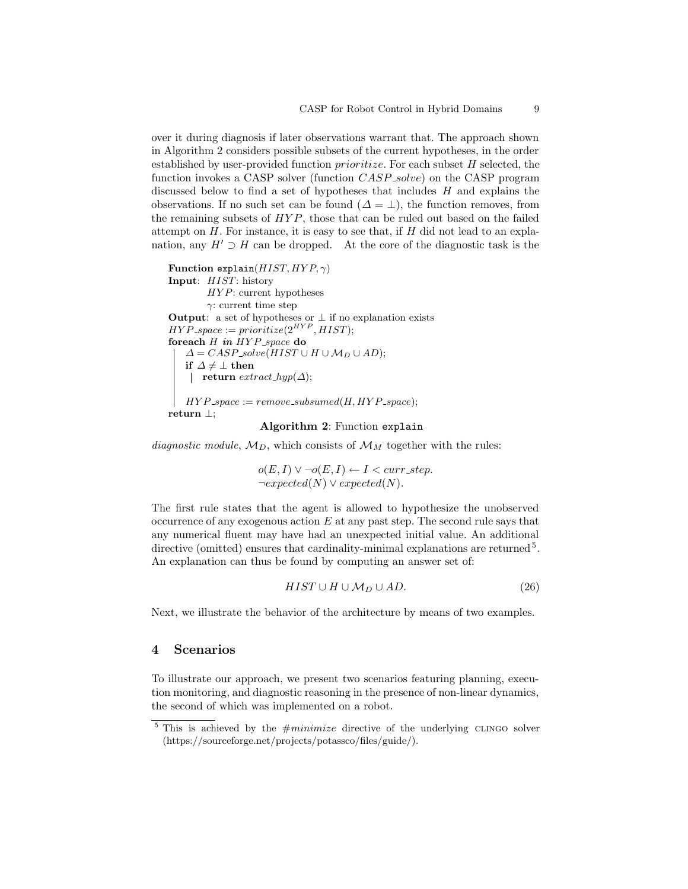over it during diagnosis if later observations warrant that. The approach shown in Algorithm 2 considers possible subsets of the current hypotheses, in the order established by user-provided function *prioritize*. For each subset $H$ selected, the function invokes a CASP solver (function $CASP\_solve$) on the CASP program discussed below to find a set of hypotheses that includes $H$ and explains the observations. If no such set can be found ($\Delta = \bot$), the function removes, from the remaining subsets of $HYP$, those that can be ruled out based on the failed attempt on $H$. For instance, it is easy to see that, if $H$ did not lead to an explanation, any $H' \supset H$ can be dropped. At the core of the diagnostic task is the

```
Function explain(HIST, HYP, γ)
Input:  HIST: history
        HYP: current hypotheses
        γ: current time step
Output: a set of hypotheses or ⊥ if no explanation exists
HYP_space := prioritize(2^HYP, HIST);
foreach H in HYP_space do
    Δ = CASP_solve(HIST ∪ H ∪ M_D ∪ AD);
    if Δ ≠ ⊥ then
        return extract_hyp(Δ);

    HYP_space := remove_subsumed(H, HYP_space);
return ⊥;
```

**Algorithm 2**: Function `explain`

*diagnostic module*, $\mathcal{M}_D$, which consists of $\mathcal{M}_M$ together with the rules:

$$o(E, I) \vee \neg o(E, I) \leftarrow I < curr\_step.$$
$$\neg expected(N) \vee expected(N).$$

The first rule states that the agent is allowed to hypothesize the unobserved occurrence of any exogenous action $E$ at any past step. The second rule says that any numerical fluent may have had an unexpected initial value. An additional directive (omitted) ensures that cardinality-minimal explanations are returned[5]. An explanation can thus be found by computing an answer set of:

$$HIST \cup H \cup \mathcal{M}_D \cup AD. \tag{26}$$

Next, we illustrate the behavior of the architecture by means of two examples.

## 4 Scenarios

To illustrate our approach, we present two scenarios featuring planning, execution monitoring, and diagnostic reasoning in the presence of non-linear dynamics, the second of which was implemented on a robot.

[5] This is achieved by the *#minimize* directive of the underlying CLINGO solver (https://sourceforge.net/projects/potassco/files/guide/).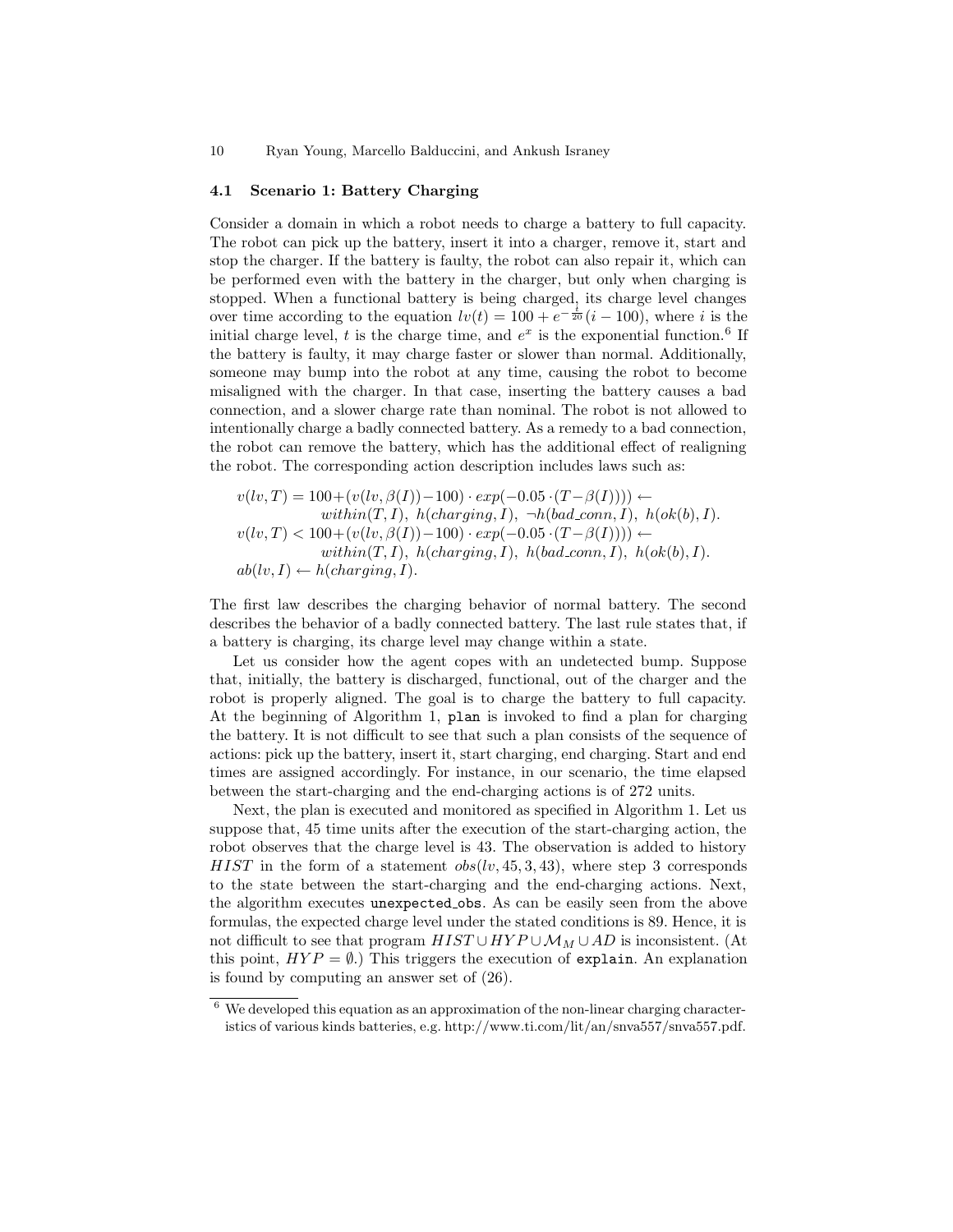### 4.1 Scenario 1: Battery Charging

Consider a domain in which a robot needs to charge a battery to full capacity. The robot can pick up the battery, insert it into a charger, remove it, start and stop the charger. If the battery is faulty, the robot can also repair it, which can be performed even with the battery in the charger, but only when charging is stopped. When a functional battery is being charged, its charge level changes over time according to the equation $lv(t) = 100 + e^{-\frac{t}{20}}(i - 100)$, where $i$ is the initial charge level, $t$ is the charge time, and $e^x$ is the exponential function.[6] If the battery is faulty, it may charge faster or slower than normal. Additionally, someone may bump into the robot at any time, causing the robot to become misaligned with the charger. In that case, inserting the battery causes a bad connection, and a slower charge rate than nominal. The robot is not allowed to intentionally charge a badly connected battery. As a remedy to a bad connection, the robot can remove the battery, which has the additional effect of realigning the robot. The corresponding action description includes laws such as:

$$
\begin{aligned}
&v(lv,T) = 100 + (v(lv,\beta(I)) - 100) \cdot exp(-0.05 \cdot (T - \beta(I)))) \leftarrow \\
&\qquad within(T,I),\ h(charging,I),\ \neg h(bad\_conn,I),\ h(ok(b),I). \\
&v(lv,T) < 100 + (v(lv,\beta(I)) - 100) \cdot exp(-0.05 \cdot (T - \beta(I)))) \leftarrow \\
&\qquad within(T,I),\ h(charging,I),\ h(bad\_conn,I),\ h(ok(b),I). \\
&ab(lv,I) \leftarrow h(charging,I).
\end{aligned}
$$

The first law describes the charging behavior of normal battery. The second describes the behavior of a badly connected battery. The last rule states that, if a battery is charging, its charge level may change within a state.

Let us consider how the agent copes with an undetected bump. Suppose that, initially, the battery is discharged, functional, out of the charger and the robot is properly aligned. The goal is to charge the battery to full capacity. At the beginning of Algorithm 1, `plan` is invoked to find a plan for charging the battery. It is not difficult to see that such a plan consists of the sequence of actions: pick up the battery, insert it, start charging, end charging. Start and end times are assigned accordingly. For instance, in our scenario, the time elapsed between the start-charging and the end-charging actions is of 272 units.

Next, the plan is executed and monitored as specified in Algorithm 1. Let us suppose that, 45 time units after the execution of the start-charging action, the robot observes that the charge level is 43. The observation is added to history $HIST$ in the form of a statement $obs(lv, 45, 3, 43)$, where step 3 corresponds to the state between the start-charging and the end-charging actions. Next, the algorithm executes `unexpected_obs`. As can be easily seen from the above formulas, the expected charge level under the stated conditions is 89. Hence, it is not difficult to see that program $HIST \cup HYP \cup \mathcal{M}_M \cup AD$ is inconsistent. (At this point, $HYP = \emptyset$.) This triggers the execution of `explain`. An explanation is found by computing an answer set of (26).

[6] We developed this equation as an approximation of the non-linear charging characteristics of various kinds batteries, e.g. http://www.ti.com/lit/an/snva557/snva557.pdf.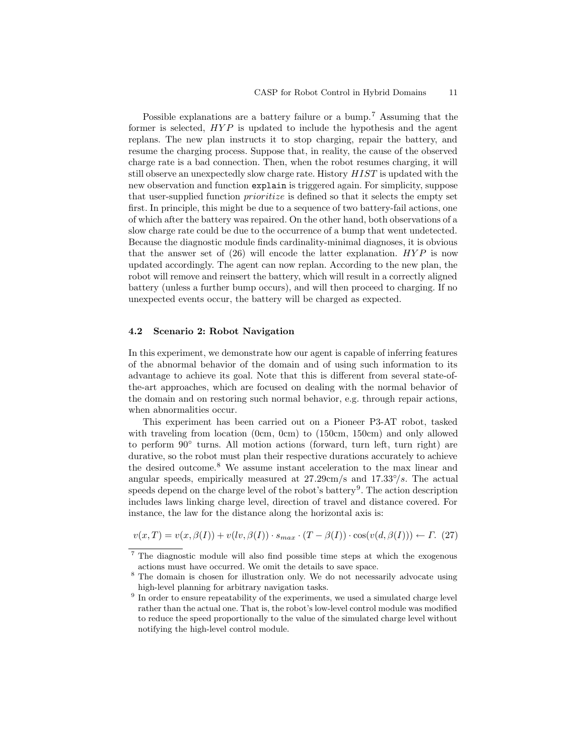Possible explanations are a battery failure or a bump.[7] Assuming that the former is selected, $HYP$ is updated to include the hypothesis and the agent replans. The new plan instructs it to stop charging, repair the battery, and resume the charging process. Suppose that, in reality, the cause of the observed charge rate is a bad connection. Then, when the robot resumes charging, it will still observe an unexpectedly slow charge rate. History $HIST$ is updated with the new observation and function `explain` is triggered again. For simplicity, suppose that user-supplied function *prioritize* is defined so that it selects the empty set first. In principle, this might be due to a sequence of two battery-fail actions, one of which after the battery was repaired. On the other hand, both observations of a slow charge rate could be due to the occurrence of a bump that went undetected. Because the diagnostic module finds cardinality-minimal diagnoses, it is obvious that the answer set of (26) will encode the latter explanation. $HYP$ is now updated accordingly. The agent can now replan. According to the new plan, the robot will remove and reinsert the battery, which will result in a correctly aligned battery (unless a further bump occurs), and will then proceed to charging. If no unexpected events occur, the battery will be charged as expected.

### 4.2 Scenario 2: Robot Navigation

In this experiment, we demonstrate how our agent is capable of inferring features of the abnormal behavior of the domain and of using such information to its advantage to achieve its goal. Note that this is different from several state-of-the-art approaches, which are focused on dealing with the normal behavior of the domain and on restoring such normal behavior, e.g. through repair actions, when abnormalities occur.

This experiment has been carried out on a Pioneer P3-AT robot, tasked with traveling from location (0cm, 0cm) to (150cm, 150cm) and only allowed to perform $90°$ turns. All motion actions (forward, turn left, turn right) are durative, so the robot must plan their respective durations accurately to achieve the desired outcome.[8] We assume instant acceleration to the max linear and angular speeds, empirically measured at 27.29cm/s and $17.33°/s$. The actual speeds depend on the charge level of the robot's battery[9]. The action description includes laws linking charge level, direction of travel and distance covered. For instance, the law for the distance along the horizontal axis is:

$$v(x,T) = v(x,\beta(I)) + v(lv,\beta(I)) \cdot s_{max} \cdot (T - \beta(I)) \cdot \cos(v(d,\beta(I))) \leftarrow \Gamma. \quad (27)$$

[7] The diagnostic module will also find possible time steps at which the exogenous actions must have occurred. We omit the details to save space.

[8] The domain is chosen for illustration only. We do not necessarily advocate using high-level planning for arbitrary navigation tasks.

[9] In order to ensure repeatability of the experiments, we used a simulated charge level rather than the actual one. That is, the robot's low-level control module was modified to reduce the speed proportionally to the value of the simulated charge level without notifying the high-level control module.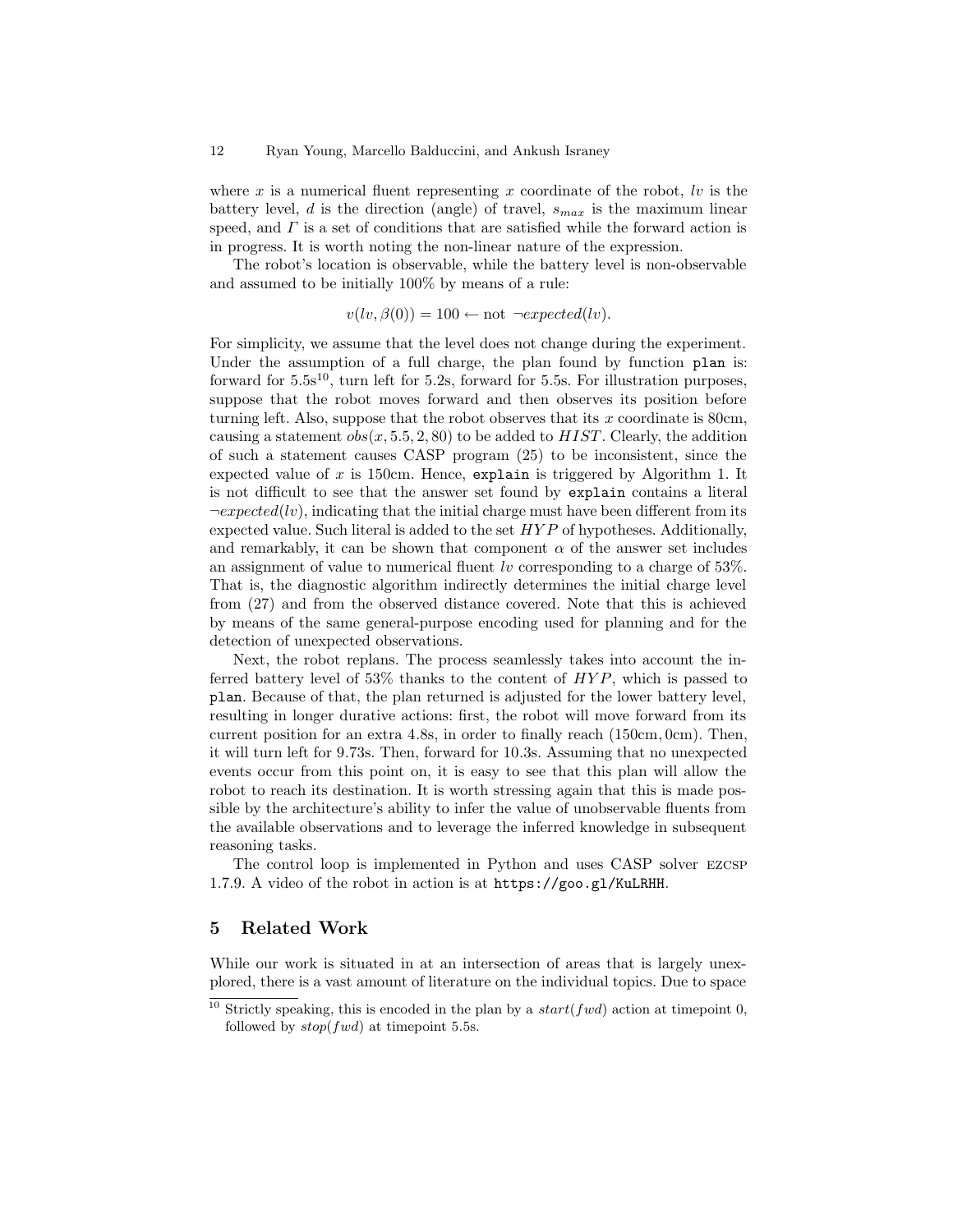where $x$ is a numerical fluent representing $x$ coordinate of the robot, $lv$ is the battery level, $d$ is the direction (angle) of travel, $s_{max}$ is the maximum linear speed, and $\Gamma$ is a set of conditions that are satisfied while the forward action is in progress. It is worth noting the non-linear nature of the expression.

The robot's location is observable, while the battery level is non-observable and assumed to be initially 100% by means of a rule:

$$v(lv, \beta(0)) = 100 \leftarrow \text{not } \neg expected(lv).$$

For simplicity, we assume that the level does not change during the experiment. Under the assumption of a full charge, the plan found by function `plan` is: forward for 5.5s[10], turn left for 5.2s, forward for 5.5s. For illustration purposes, suppose that the robot moves forward and then observes its position before turning left. Also, suppose that the robot observes that its $x$ coordinate is 80cm, causing a statement $obs(x, 5.5, 2, 80)$ to be added to $HIST$. Clearly, the addition of such a statement causes CASP program (25) to be inconsistent, since the expected value of $x$ is 150cm. Hence, `explain` is triggered by Algorithm 1. It is not difficult to see that the answer set found by `explain` contains a literal $\neg expected(lv)$, indicating that the initial charge must have been different from its expected value. Such literal is added to the set $HYP$ of hypotheses. Additionally, and remarkably, it can be shown that component $\alpha$ of the answer set includes an assignment of value to numerical fluent $lv$ corresponding to a charge of 53%. That is, the diagnostic algorithm indirectly determines the initial charge level from (27) and from the observed distance covered. Note that this is achieved by means of the same general-purpose encoding used for planning and for the detection of unexpected observations.

Next, the robot replans. The process seamlessly takes into account the inferred battery level of 53% thanks to the content of $HYP$, which is passed to `plan`. Because of that, the plan returned is adjusted for the lower battery level, resulting in longer durative actions: first, the robot will move forward from its current position for an extra 4.8s, in order to finally reach (150cm, 0cm). Then, it will turn left for 9.73s. Then, forward for 10.3s. Assuming that no unexpected events occur from this point on, it is easy to see that this plan will allow the robot to reach its destination. It is worth stressing again that this is made possible by the architecture's ability to infer the value of unobservable fluents from the available observations and to leverage the inferred knowledge in subsequent reasoning tasks.

The control loop is implemented in Python and uses CASP solver EZCSP 1.7.9. A video of the robot in action is at `https://goo.gl/KuLRHH`.

## 5 Related Work

While our work is situated in at an intersection of areas that is largely unexplored, there is a vast amount of literature on the individual topics. Due to space

[10] Strictly speaking, this is encoded in the plan by a $start(fwd)$ action at timepoint 0, followed by $stop(fwd)$ at timepoint 5.5s.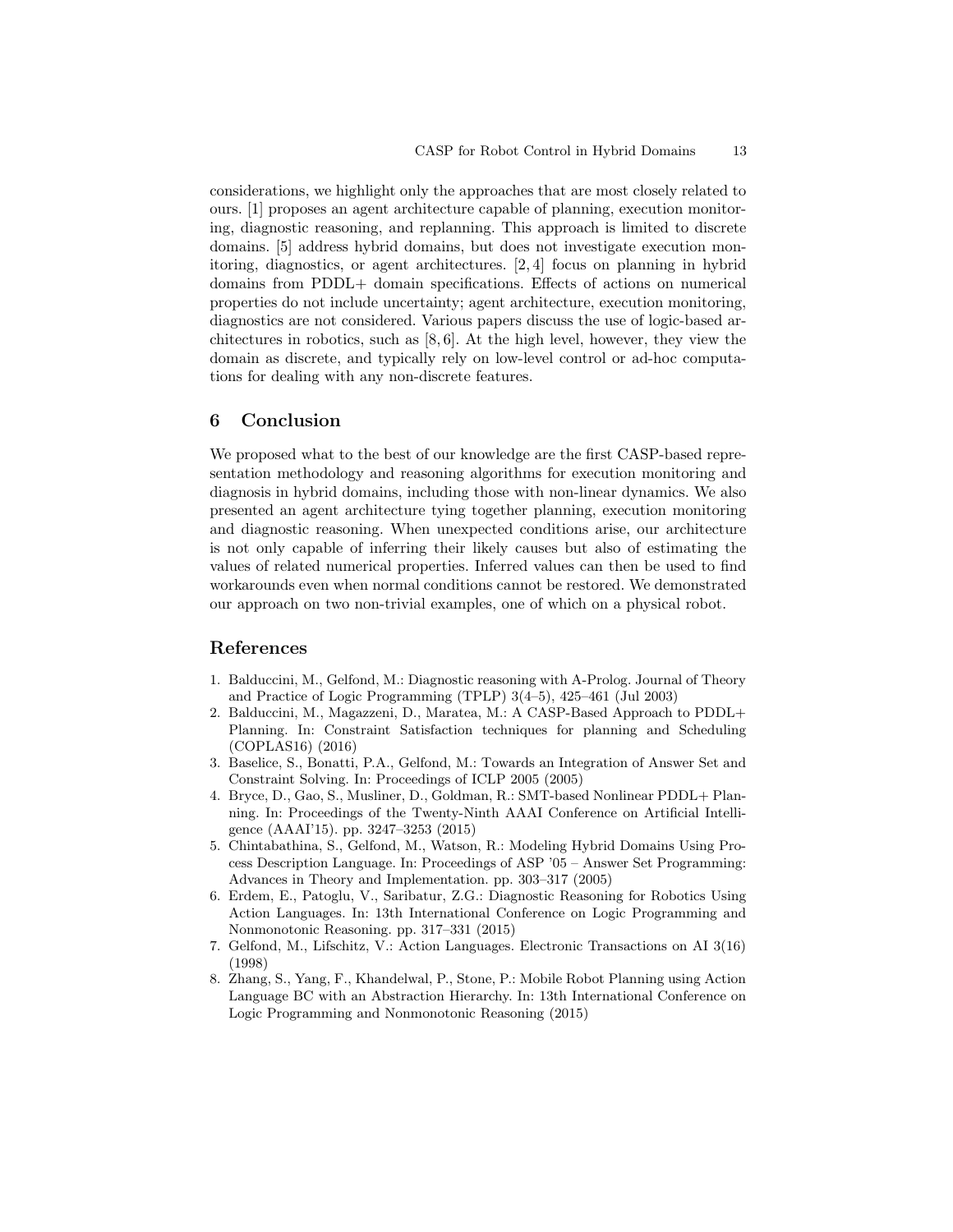considerations, we highlight only the approaches that are most closely related to ours. [1] proposes an agent architecture capable of planning, execution monitoring, diagnostic reasoning, and replanning. This approach is limited to discrete domains. [5] address hybrid domains, but does not investigate execution monitoring, diagnostics, or agent architectures. [2, 4] focus on planning in hybrid domains from PDDL+ domain specifications. Effects of actions on numerical properties do not include uncertainty; agent architecture, execution monitoring, diagnostics are not considered. Various papers discuss the use of logic-based architectures in robotics, such as [8, 6]. At the high level, however, they view the domain as discrete, and typically rely on low-level control or ad-hoc computations for dealing with any non-discrete features.

## 6 Conclusion

We proposed what to the best of our knowledge are the first CASP-based representation methodology and reasoning algorithms for execution monitoring and diagnosis in hybrid domains, including those with non-linear dynamics. We also presented an agent architecture tying together planning, execution monitoring and diagnostic reasoning. When unexpected conditions arise, our architecture is not only capable of inferring their likely causes but also of estimating the values of related numerical properties. Inferred values can then be used to find workarounds even when normal conditions cannot be restored. We demonstrated our approach on two non-trivial examples, one of which on a physical robot.

## References

1. Balduccini, M., Gelfond, M.: Diagnostic reasoning with A-Prolog. Journal of Theory and Practice of Logic Programming (TPLP) 3(4–5), 425–461 (Jul 2003)
2. Balduccini, M., Magazzeni, D., Maratea, M.: A CASP-Based Approach to PDDL+ Planning. In: Constraint Satisfaction techniques for planning and Scheduling (COPLAS16) (2016)
3. Baselice, S., Bonatti, P.A., Gelfond, M.: Towards an Integration of Answer Set and Constraint Solving. In: Proceedings of ICLP 2005 (2005)
4. Bryce, D., Gao, S., Musliner, D., Goldman, R.: SMT-based Nonlinear PDDL+ Planning. In: Proceedings of the Twenty-Ninth AAAI Conference on Artificial Intelligence (AAAI'15). pp. 3247–3253 (2015)
5. Chintabathina, S., Gelfond, M., Watson, R.: Modeling Hybrid Domains Using Process Description Language. In: Proceedings of ASP '05 – Answer Set Programming: Advances in Theory and Implementation. pp. 303–317 (2005)
6. Erdem, E., Patoglu, V., Saribatur, Z.G.: Diagnostic Reasoning for Robotics Using Action Languages. In: 13th International Conference on Logic Programming and Nonmonotonic Reasoning. pp. 317–331 (2015)
7. Gelfond, M., Lifschitz, V.: Action Languages. Electronic Transactions on AI 3(16) (1998)
8. Zhang, S., Yang, F., Khandelwal, P., Stone, P.: Mobile Robot Planning using Action Language BC with an Abstraction Hierarchy. In: 13th International Conference on Logic Programming and Nonmonotonic Reasoning (2015)